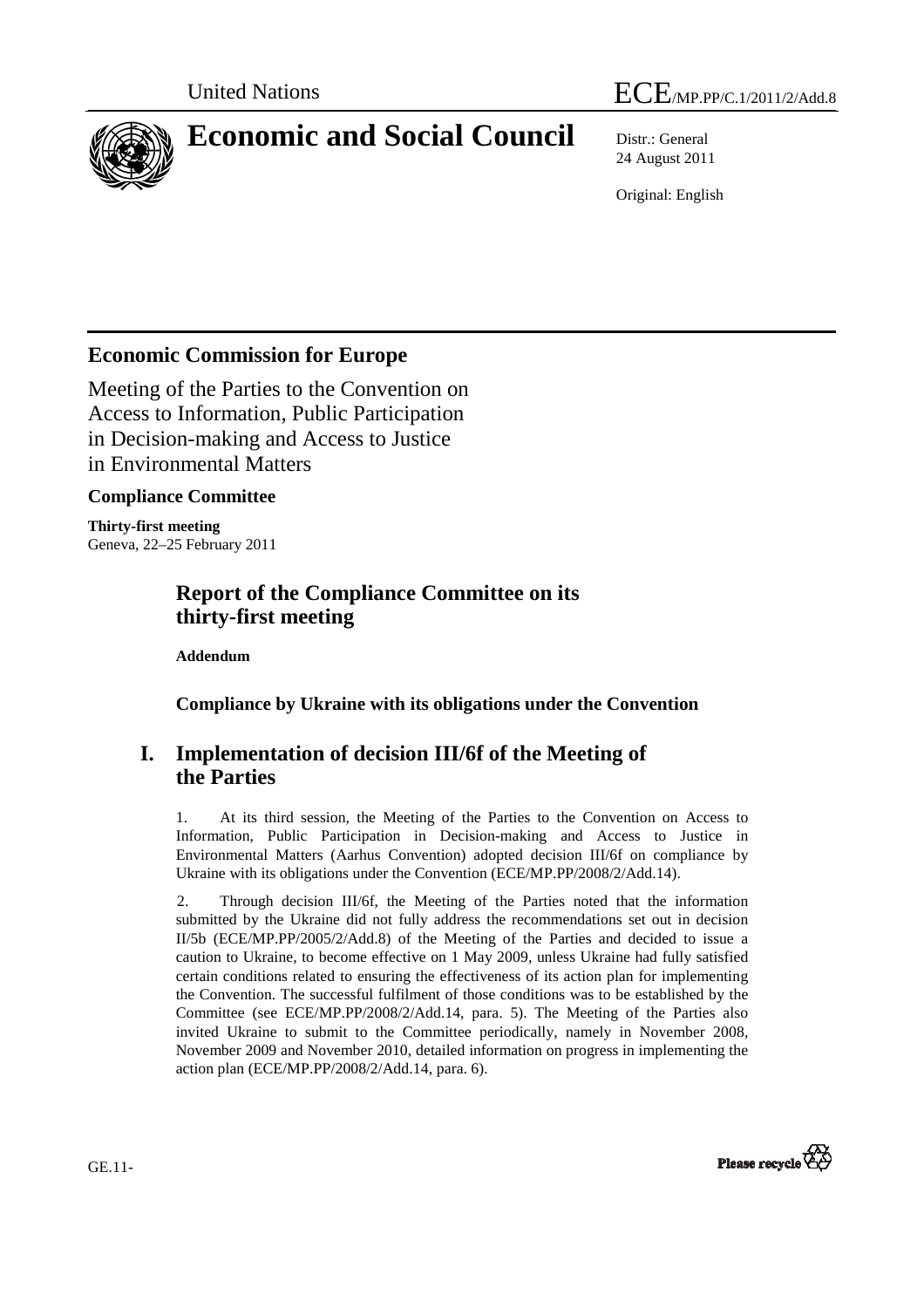United Nations

ECE/MP.PP/C.1/2011/2/Add.8

# Economic and Social Council

Distr.: General
24 August 2011

Original: English

## Economic Commission for Europe

Meeting of the Parties to the Convention on Access to Information, Public Participation in Decision-making and Access to Justice in Environmental Matters

**Compliance Committee**

**Thirty-first meeting**
Geneva, 22–25 February 2011

## Report of the Compliance Committee on its thirty-first meeting

**Addendum**

**Compliance by Ukraine with its obligations under the Convention**

## I. Implementation of decision III/6f of the Meeting of the Parties

1. At its third session, the Meeting of the Parties to the Convention on Access to Information, Public Participation in Decision-making and Access to Justice in Environmental Matters (Aarhus Convention) adopted decision III/6f on compliance by Ukraine with its obligations under the Convention (ECE/MP.PP/2008/2/Add.14).

2. Through decision III/6f, the Meeting of the Parties noted that the information submitted by the Ukraine did not fully address the recommendations set out in decision II/5b (ECE/MP.PP/2005/2/Add.8) of the Meeting of the Parties and decided to issue a caution to Ukraine, to become effective on 1 May 2009, unless Ukraine had fully satisfied certain conditions related to ensuring the effectiveness of its action plan for implementing the Convention. The successful fulfilment of those conditions was to be established by the Committee (see ECE/MP.PP/2008/2/Add.14, para. 5). The Meeting of the Parties also invited Ukraine to submit to the Committee periodically, namely in November 2008, November 2009 and November 2010, detailed information on progress in implementing the action plan (ECE/MP.PP/2008/2/Add.14, para. 6).

GE.11-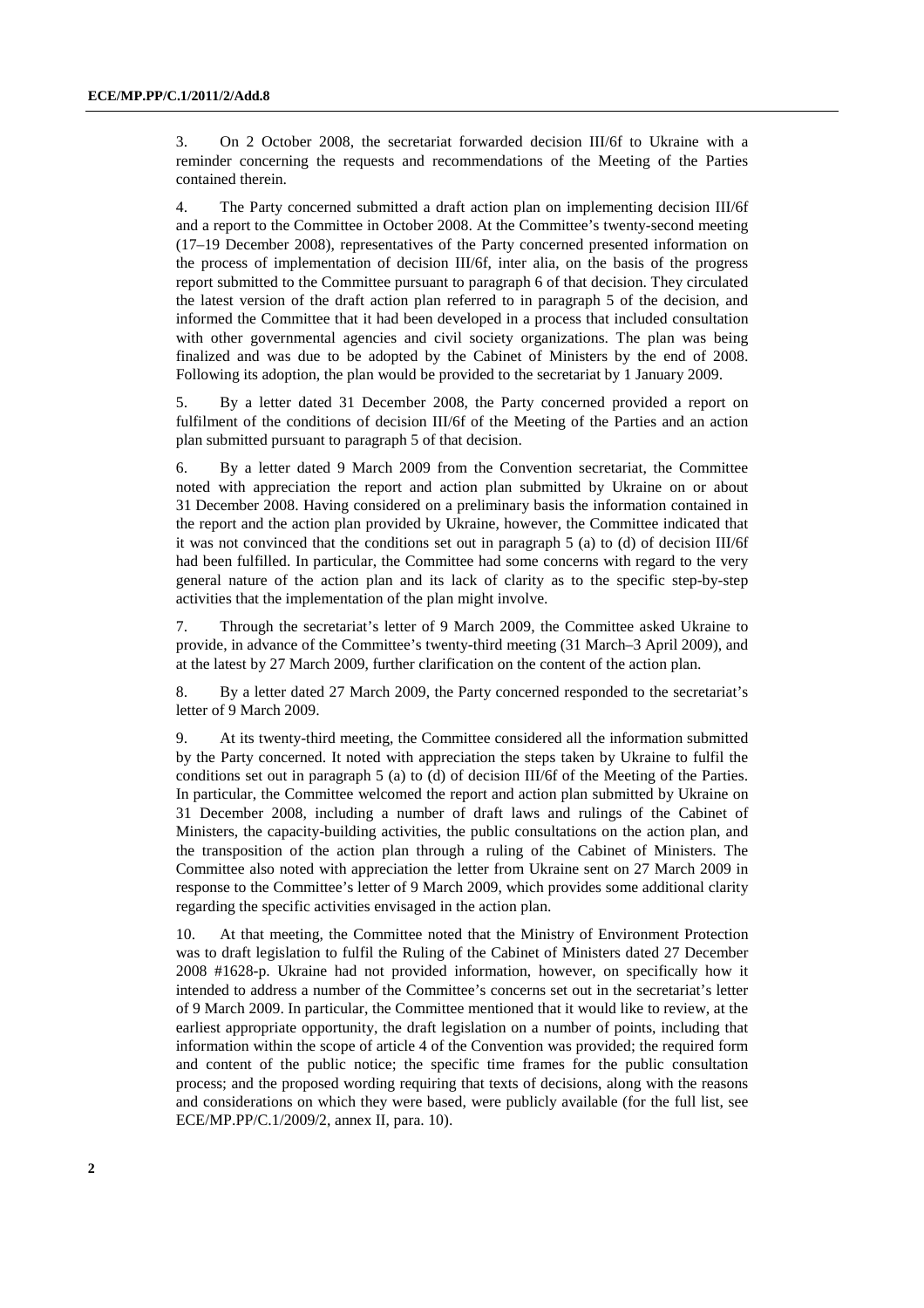3. On 2 October 2008, the secretariat forwarded decision III/6f to Ukraine with a reminder concerning the requests and recommendations of the Meeting of the Parties contained therein.

4. The Party concerned submitted a draft action plan on implementing decision III/6f and a report to the Committee in October 2008. At the Committee's twenty-second meeting (17–19 December 2008), representatives of the Party concerned presented information on the process of implementation of decision III/6f, inter alia, on the basis of the progress report submitted to the Committee pursuant to paragraph 6 of that decision. They circulated the latest version of the draft action plan referred to in paragraph 5 of the decision, and informed the Committee that it had been developed in a process that included consultation with other governmental agencies and civil society organizations. The plan was being finalized and was due to be adopted by the Cabinet of Ministers by the end of 2008. Following its adoption, the plan would be provided to the secretariat by 1 January 2009.

5. By a letter dated 31 December 2008, the Party concerned provided a report on fulfilment of the conditions of decision III/6f of the Meeting of the Parties and an action plan submitted pursuant to paragraph 5 of that decision.

6. By a letter dated 9 March 2009 from the Convention secretariat, the Committee noted with appreciation the report and action plan submitted by Ukraine on or about 31 December 2008. Having considered on a preliminary basis the information contained in the report and the action plan provided by Ukraine, however, the Committee indicated that it was not convinced that the conditions set out in paragraph 5 (a) to (d) of decision III/6f had been fulfilled. In particular, the Committee had some concerns with regard to the very general nature of the action plan and its lack of clarity as to the specific step-by-step activities that the implementation of the plan might involve.

7. Through the secretariat's letter of 9 March 2009, the Committee asked Ukraine to provide, in advance of the Committee's twenty-third meeting (31 March–3 April 2009), and at the latest by 27 March 2009, further clarification on the content of the action plan.

8. By a letter dated 27 March 2009, the Party concerned responded to the secretariat's letter of 9 March 2009.

9. At its twenty-third meeting, the Committee considered all the information submitted by the Party concerned. It noted with appreciation the steps taken by Ukraine to fulfil the conditions set out in paragraph 5 (a) to (d) of decision III/6f of the Meeting of the Parties. In particular, the Committee welcomed the report and action plan submitted by Ukraine on 31 December 2008, including a number of draft laws and rulings of the Cabinet of Ministers, the capacity-building activities, the public consultations on the action plan, and the transposition of the action plan through a ruling of the Cabinet of Ministers. The Committee also noted with appreciation the letter from Ukraine sent on 27 March 2009 in response to the Committee's letter of 9 March 2009, which provides some additional clarity regarding the specific activities envisaged in the action plan.

10. At that meeting, the Committee noted that the Ministry of Environment Protection was to draft legislation to fulfil the Ruling of the Cabinet of Ministers dated 27 December 2008 #1628-p. Ukraine had not provided information, however, on specifically how it intended to address a number of the Committee's concerns set out in the secretariat's letter of 9 March 2009. In particular, the Committee mentioned that it would like to review, at the earliest appropriate opportunity, the draft legislation on a number of points, including that information within the scope of article 4 of the Convention was provided; the required form and content of the public notice; the specific time frames for the public consultation process; and the proposed wording requiring that texts of decisions, along with the reasons and considerations on which they were based, were publicly available (for the full list, see ECE/MP.PP/C.1/2009/2, annex II, para. 10).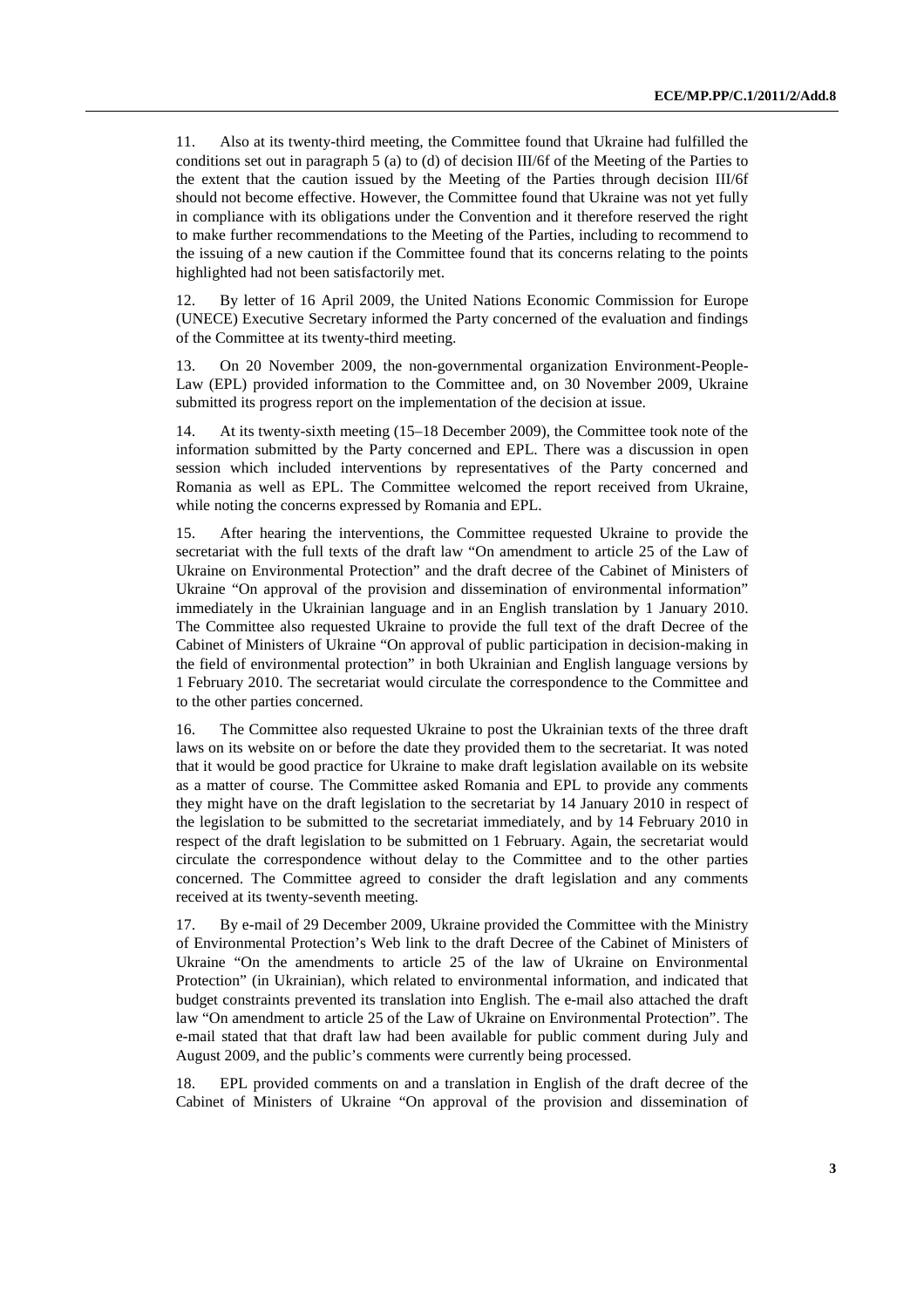11. Also at its twenty-third meeting, the Committee found that Ukraine had fulfilled the conditions set out in paragraph 5 (a) to (d) of decision III/6f of the Meeting of the Parties to the extent that the caution issued by the Meeting of the Parties through decision III/6f should not become effective. However, the Committee found that Ukraine was not yet fully in compliance with its obligations under the Convention and it therefore reserved the right to make further recommendations to the Meeting of the Parties, including to recommend to the issuing of a new caution if the Committee found that its concerns relating to the points highlighted had not been satisfactorily met.

12. By letter of 16 April 2009, the United Nations Economic Commission for Europe (UNECE) Executive Secretary informed the Party concerned of the evaluation and findings of the Committee at its twenty-third meeting.

13. On 20 November 2009, the non-governmental organization Environment-People-Law (EPL) provided information to the Committee and, on 30 November 2009, Ukraine submitted its progress report on the implementation of the decision at issue.

14. At its twenty-sixth meeting (15–18 December 2009), the Committee took note of the information submitted by the Party concerned and EPL. There was a discussion in open session which included interventions by representatives of the Party concerned and Romania as well as EPL. The Committee welcomed the report received from Ukraine, while noting the concerns expressed by Romania and EPL.

15. After hearing the interventions, the Committee requested Ukraine to provide the secretariat with the full texts of the draft law "On amendment to article 25 of the Law of Ukraine on Environmental Protection" and the draft decree of the Cabinet of Ministers of Ukraine "On approval of the provision and dissemination of environmental information" immediately in the Ukrainian language and in an English translation by 1 January 2010. The Committee also requested Ukraine to provide the full text of the draft Decree of the Cabinet of Ministers of Ukraine "On approval of public participation in decision-making in the field of environmental protection" in both Ukrainian and English language versions by 1 February 2010. The secretariat would circulate the correspondence to the Committee and to the other parties concerned.

16. The Committee also requested Ukraine to post the Ukrainian texts of the three draft laws on its website on or before the date they provided them to the secretariat. It was noted that it would be good practice for Ukraine to make draft legislation available on its website as a matter of course. The Committee asked Romania and EPL to provide any comments they might have on the draft legislation to the secretariat by 14 January 2010 in respect of the legislation to be submitted to the secretariat immediately, and by 14 February 2010 in respect of the draft legislation to be submitted on 1 February. Again, the secretariat would circulate the correspondence without delay to the Committee and to the other parties concerned. The Committee agreed to consider the draft legislation and any comments received at its twenty-seventh meeting.

17. By e-mail of 29 December 2009, Ukraine provided the Committee with the Ministry of Environmental Protection's Web link to the draft Decree of the Cabinet of Ministers of Ukraine "On the amendments to article 25 of the law of Ukraine on Environmental Protection" (in Ukrainian), which related to environmental information, and indicated that budget constraints prevented its translation into English. The e-mail also attached the draft law "On amendment to article 25 of the Law of Ukraine on Environmental Protection". The e-mail stated that that draft law had been available for public comment during July and August 2009, and the public's comments were currently being processed.

18. EPL provided comments on and a translation in English of the draft decree of the Cabinet of Ministers of Ukraine "On approval of the provision and dissemination of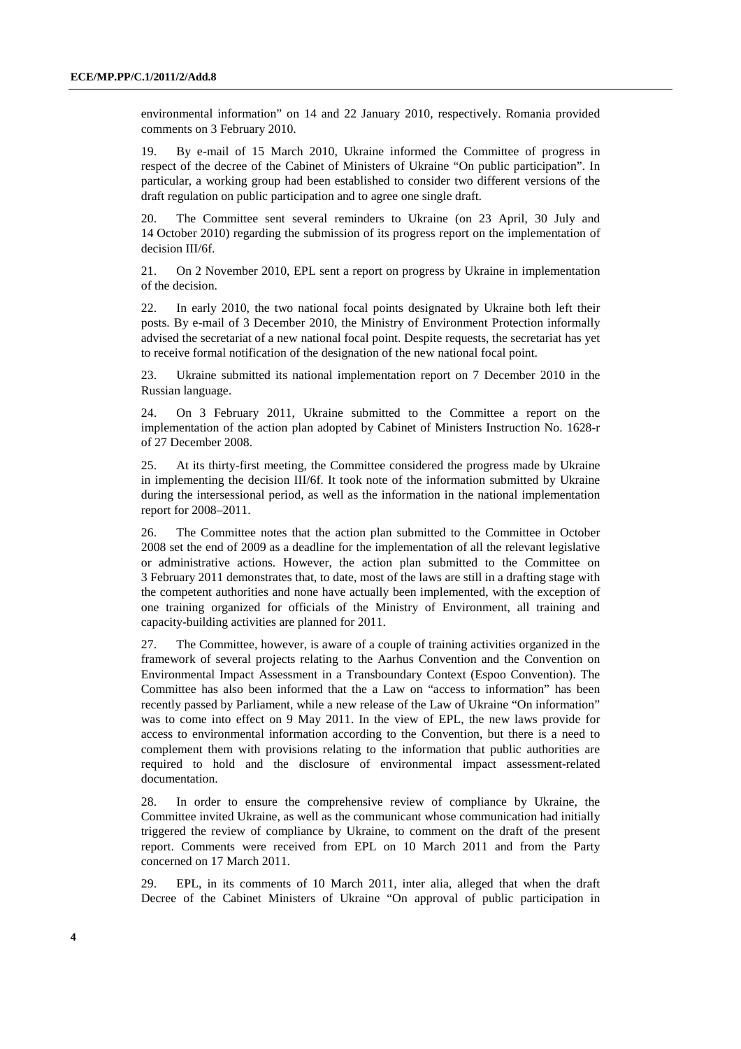environmental information" on 14 and 22 January 2010, respectively. Romania provided comments on 3 February 2010.

19. By e-mail of 15 March 2010, Ukraine informed the Committee of progress in respect of the decree of the Cabinet of Ministers of Ukraine "On public participation". In particular, a working group had been established to consider two different versions of the draft regulation on public participation and to agree one single draft.

20. The Committee sent several reminders to Ukraine (on 23 April, 30 July and 14 October 2010) regarding the submission of its progress report on the implementation of decision III/6f.

21. On 2 November 2010, EPL sent a report on progress by Ukraine in implementation of the decision.

22. In early 2010, the two national focal points designated by Ukraine both left their posts. By e-mail of 3 December 2010, the Ministry of Environment Protection informally advised the secretariat of a new national focal point. Despite requests, the secretariat has yet to receive formal notification of the designation of the new national focal point.

23. Ukraine submitted its national implementation report on 7 December 2010 in the Russian language.

24. On 3 February 2011, Ukraine submitted to the Committee a report on the implementation of the action plan adopted by Cabinet of Ministers Instruction No. 1628-r of 27 December 2008.

25. At its thirty-first meeting, the Committee considered the progress made by Ukraine in implementing the decision III/6f. It took note of the information submitted by Ukraine during the intersessional period, as well as the information in the national implementation report for 2008–2011.

26. The Committee notes that the action plan submitted to the Committee in October 2008 set the end of 2009 as a deadline for the implementation of all the relevant legislative or administrative actions. However, the action plan submitted to the Committee on 3 February 2011 demonstrates that, to date, most of the laws are still in a drafting stage with the competent authorities and none have actually been implemented, with the exception of one training organized for officials of the Ministry of Environment, all training and capacity-building activities are planned for 2011.

27. The Committee, however, is aware of a couple of training activities organized in the framework of several projects relating to the Aarhus Convention and the Convention on Environmental Impact Assessment in a Transboundary Context (Espoo Convention). The Committee has also been informed that the a Law on "access to information" has been recently passed by Parliament, while a new release of the Law of Ukraine "On information" was to come into effect on 9 May 2011. In the view of EPL, the new laws provide for access to environmental information according to the Convention, but there is a need to complement them with provisions relating to the information that public authorities are required to hold and the disclosure of environmental impact assessment-related documentation.

28. In order to ensure the comprehensive review of compliance by Ukraine, the Committee invited Ukraine, as well as the communicant whose communication had initially triggered the review of compliance by Ukraine, to comment on the draft of the present report. Comments were received from EPL on 10 March 2011 and from the Party concerned on 17 March 2011.

29. EPL, in its comments of 10 March 2011, inter alia, alleged that when the draft Decree of the Cabinet Ministers of Ukraine "On approval of public participation in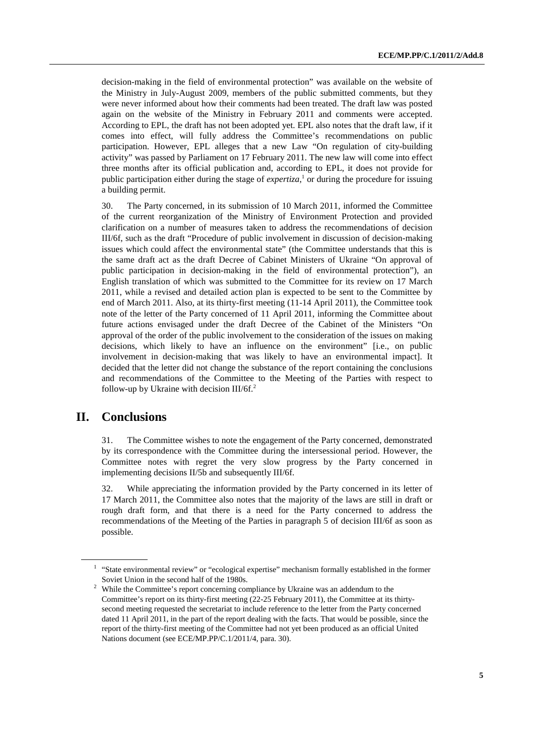decision-making in the field of environmental protection" was available on the website of the Ministry in July-August 2009, members of the public submitted comments, but they were never informed about how their comments had been treated. The draft law was posted again on the website of the Ministry in February 2011 and comments were accepted. According to EPL, the draft has not been adopted yet. EPL also notes that the draft law, if it comes into effect, will fully address the Committee's recommendations on public participation. However, EPL alleges that a new Law "On regulation of city-building activity" was passed by Parliament on 17 February 2011. The new law will come into effect three months after its official publication and, according to EPL, it does not provide for public participation either during the stage of *expertiza*,[1] or during the procedure for issuing a building permit.

30. The Party concerned, in its submission of 10 March 2011, informed the Committee of the current reorganization of the Ministry of Environment Protection and provided clarification on a number of measures taken to address the recommendations of decision III/6f, such as the draft "Procedure of public involvement in discussion of decision-making issues which could affect the environmental state" (the Committee understands that this is the same draft act as the draft Decree of Cabinet Ministers of Ukraine "On approval of public participation in decision-making in the field of environmental protection"), an English translation of which was submitted to the Committee for its review on 17 March 2011, while a revised and detailed action plan is expected to be sent to the Committee by end of March 2011. Also, at its thirty-first meeting (11-14 April 2011), the Committee took note of the letter of the Party concerned of 11 April 2011, informing the Committee about future actions envisaged under the draft Decree of the Cabinet of the Ministers "On approval of the order of the public involvement to the consideration of the issues on making decisions, which likely to have an influence on the environment" [i.e., on public involvement in decision-making that was likely to have an environmental impact]. It decided that the letter did not change the substance of the report containing the conclusions and recommendations of the Committee to the Meeting of the Parties with respect to follow-up by Ukraine with decision III/6f.[2]

## II. Conclusions

31. The Committee wishes to note the engagement of the Party concerned, demonstrated by its correspondence with the Committee during the intersessional period. However, the Committee notes with regret the very slow progress by the Party concerned in implementing decisions II/5b and subsequently III/6f.

32. While appreciating the information provided by the Party concerned in its letter of 17 March 2011, the Committee also notes that the majority of the laws are still in draft or rough draft form, and that there is a need for the Party concerned to address the recommendations of the Meeting of the Parties in paragraph 5 of decision III/6f as soon as possible.

---

[1] "State environmental review" or "ecological expertise" mechanism formally established in the former Soviet Union in the second half of the 1980s.

[2] While the Committee's report concerning compliance by Ukraine was an addendum to the Committee's report on its thirty-first meeting (22-25 February 2011), the Committee at its thirty-second meeting requested the secretariat to include reference to the letter from the Party concerned dated 11 April 2011, in the part of the report dealing with the facts. That would be possible, since the report of the thirty-first meeting of the Committee had not yet been produced as an official United Nations document (see ECE/MP.PP/C.1/2011/4, para. 30).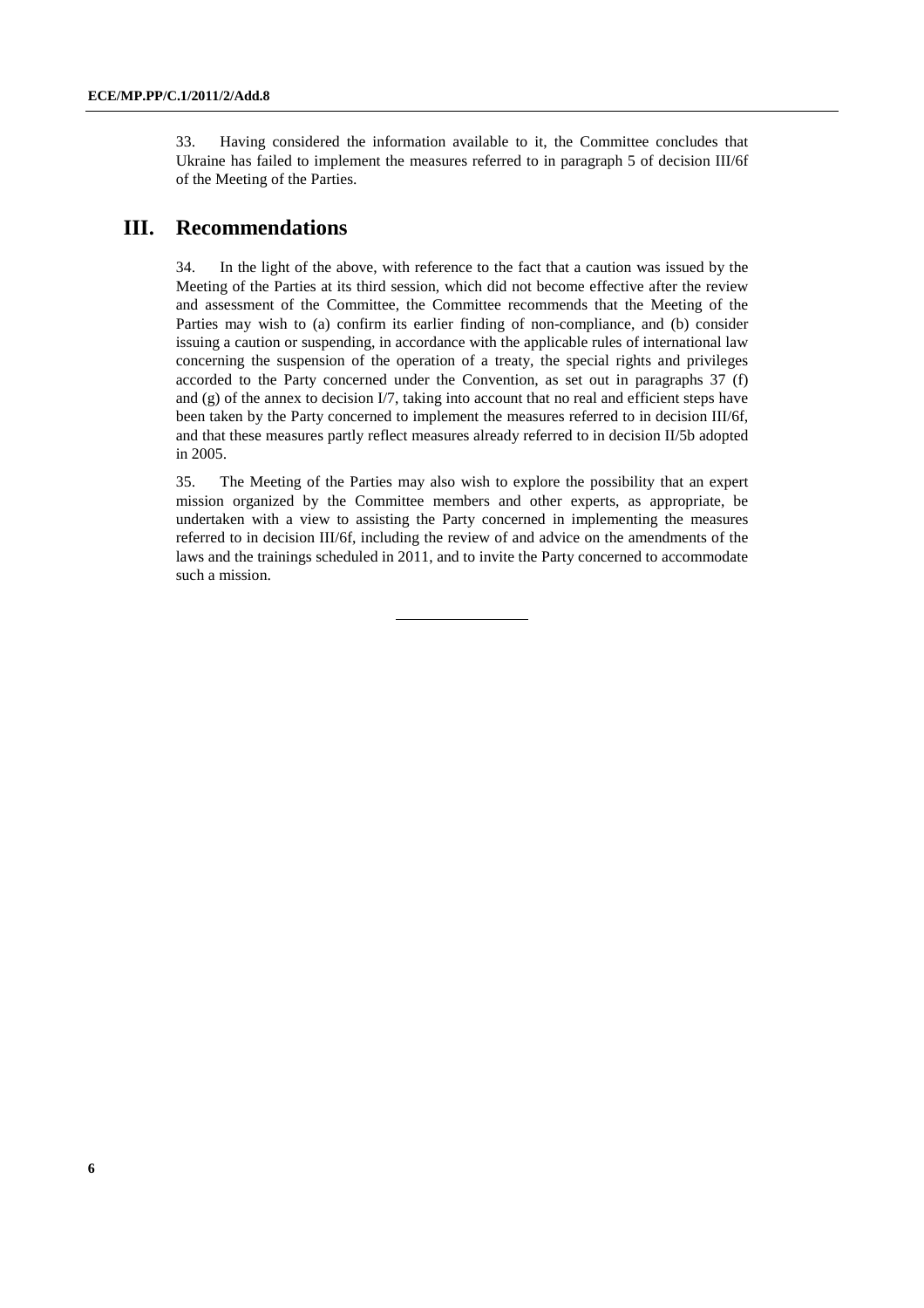33. Having considered the information available to it, the Committee concludes that Ukraine has failed to implement the measures referred to in paragraph 5 of decision III/6f of the Meeting of the Parties.

# III. Recommendations

34. In the light of the above, with reference to the fact that a caution was issued by the Meeting of the Parties at its third session, which did not become effective after the review and assessment of the Committee, the Committee recommends that the Meeting of the Parties may wish to (a) confirm its earlier finding of non-compliance, and (b) consider issuing a caution or suspending, in accordance with the applicable rules of international law concerning the suspension of the operation of a treaty, the special rights and privileges accorded to the Party concerned under the Convention, as set out in paragraphs 37 (f) and (g) of the annex to decision I/7, taking into account that no real and efficient steps have been taken by the Party concerned to implement the measures referred to in decision III/6f, and that these measures partly reflect measures already referred to in decision II/5b adopted in 2005.

35. The Meeting of the Parties may also wish to explore the possibility that an expert mission organized by the Committee members and other experts, as appropriate, be undertaken with a view to assisting the Party concerned in implementing the measures referred to in decision III/6f, including the review of and advice on the amendments of the laws and the trainings scheduled in 2011, and to invite the Party concerned to accommodate such a mission.